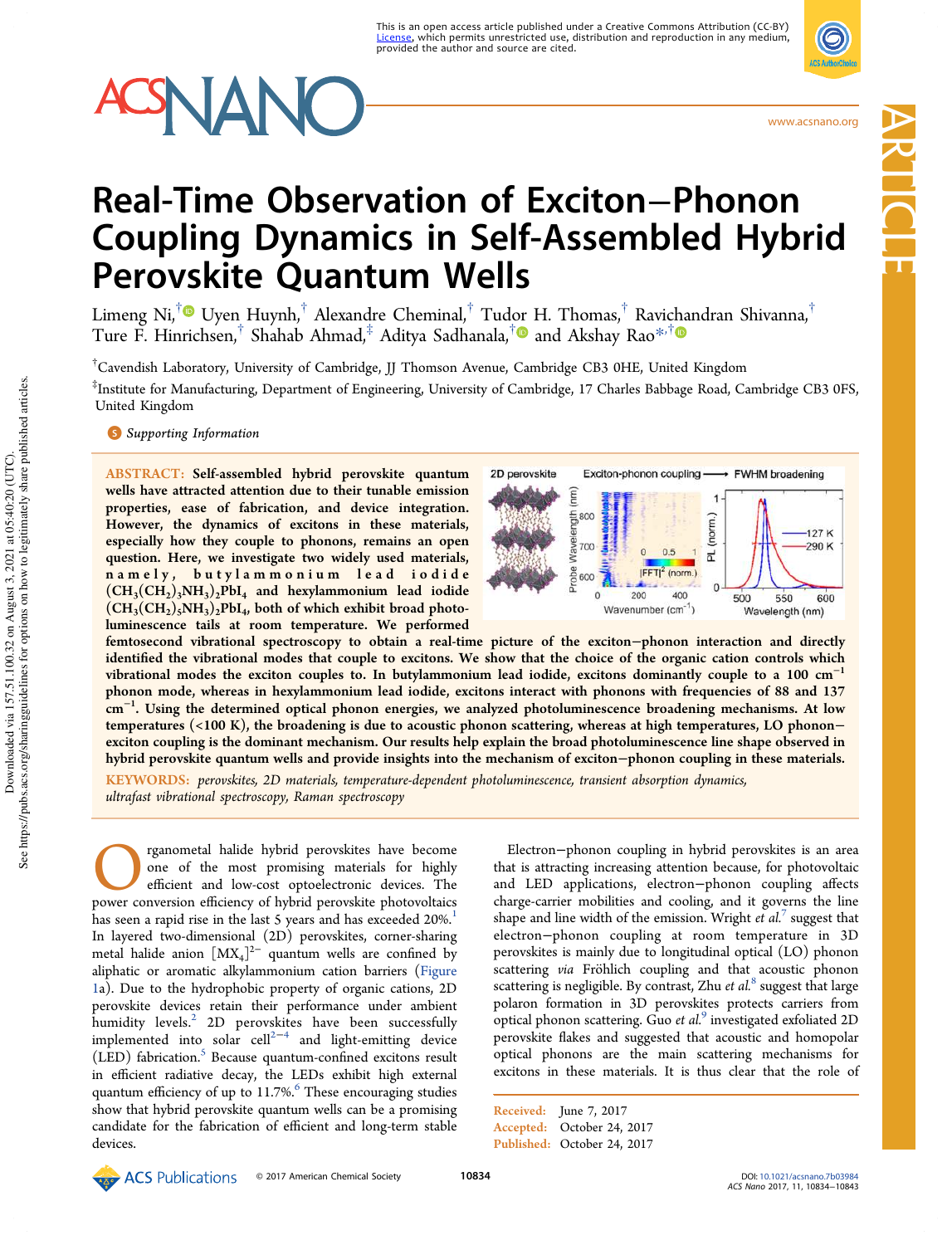# Real-Time Observation of Exciton–Phonon Coupling Dynamics in Self-Assembled Hybrid Perovskite Quantum Wells

Limeng Ni,[†] Uyen Huynh,[†] Alexandre Cheminal,[†] Tudor H. Thomas,[†] Ravichandran Shivanna,[†] Ture F. Hinrichsen,[†] Shahab Ahmad,[‡] Aditya Sadhanala,[†] and Akshay Rao*,[†]

[†]Cavendish Laboratory, University of Cambridge, JJ Thomson Avenue, Cambridge CB3 0HE, United Kingdom

[‡]Institute for Manufacturing, Department of Engineering, University of Cambridge, 17 Charles Babbage Road, Cambridge CB3 0FS, United Kingdom

*Supporting Information*

**ABSTRACT:** **Self-assembled hybrid perovskite quantum wells have attracted attention due to their tunable emission properties, ease of fabrication, and device integration. However, the dynamics of excitons in these materials, especially how they couple to phonons, remains an open question. Here, we investigate two widely used materials, namely, butylammonium lead iodide $(CH_3(CH_2)_3NH_3)_2PbI_4$ and hexylammonium lead iodide $(CH_3(CH_2)_5NH_3)_2PbI_4$, both of which exhibit broad photoluminescence tails at room temperature. We performed femtosecond vibrational spectroscopy to obtain a real-time picture of the exciton–phonon interaction and directly identified the vibrational modes that couple to excitons. We show that the choice of the organic cation controls which vibrational modes the exciton couples to. In butylammonium lead iodide, excitons dominantly couple to a 100 cm$^{-1}$ phonon mode, whereas in hexylammonium lead iodide, excitons interact with phonons with frequencies of 88 and 137 cm$^{-1}$. Using the determined optical phonon energies, we analyzed photoluminescence broadening mechanisms. At low temperatures (<100 K), the broadening is due to acoustic phonon scattering, whereas at high temperatures, LO phonon–exciton coupling is the dominant mechanism. Our results help explain the broad photoluminescence line shape observed in hybrid perovskite quantum wells and provide insights into the mechanism of exciton–phonon coupling in these materials.**

**KEYWORDS:** *perovskites, 2D materials, temperature-dependent photoluminescence, transient absorption dynamics, ultrafast vibrational spectroscopy, Raman spectroscopy*

Organometal halide hybrid perovskites have become one of the most promising materials for highly efficient and low-cost optoelectronic devices. The power conversion efficiency of hybrid perovskite photovoltaics has seen a rapid rise in the last 5 years and has exceeded 20%.[1] In layered two-dimensional (2D) perovskites, corner-sharing metal halide anion $[MX_4]^{2-}$ quantum wells are confined by aliphatic or aromatic alkylammonium cation barriers (Figure 1a). Due to the hydrophobic property of organic cations, 2D perovskite devices retain their performance under ambient humidity levels.[2] 2D perovskites have been successfully implemented into solar cell[2−4] and light-emitting device (LED) fabrication.[5] Because quantum-confined excitons result in efficient radiative decay, the LEDs exhibit high external quantum efficiency of up to 11.7%.[6] These encouraging studies show that hybrid perovskite quantum wells can be a promising candidate for the fabrication of efficient and long-term stable devices.

Electron–phonon coupling in hybrid perovskites is an area that is attracting increasing attention because, for photovoltaic and LED applications, electron–phonon coupling affects charge-carrier mobilities and cooling, and it governs the line shape and line width of the emission. Wright *et al.*[7] suggest that electron–phonon coupling at room temperature in 3D perovskites is mainly due to longitudinal optical (LO) phonon scattering *via* Fröhlich coupling and that acoustic phonon scattering is negligible. By contrast, Zhu *et al.*[8] suggest that large polaron formation in 3D perovskites protects carriers from optical phonon scattering. Guo *et al.*[9] investigated exfoliated 2D perovskite flakes and suggested that acoustic and homopolar optical phonons are the main scattering mechanisms for excitons in these materials. It is thus clear that the role of

Received: June 7, 2017
Accepted: October 24, 2017
Published: October 24, 2017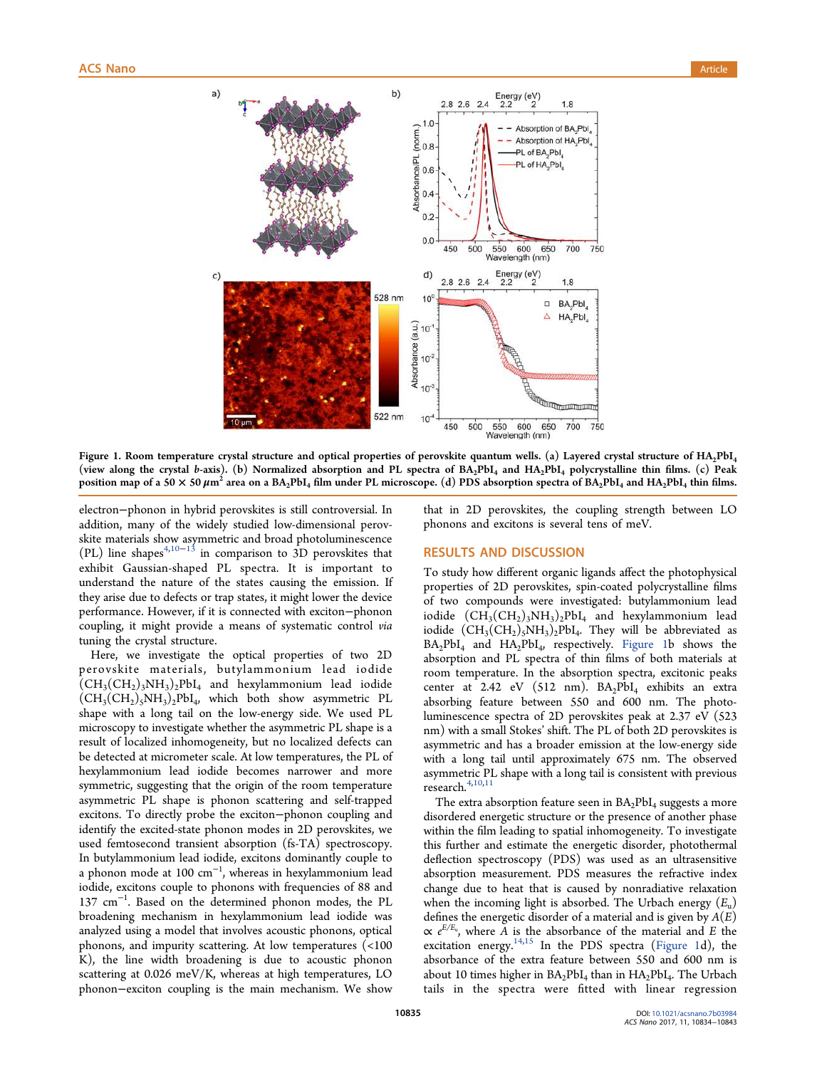Figure 1. Room temperature crystal structure and optical properties of perovskite quantum wells. (a) Layered crystal structure of $HA_2PbI_4$ (view along the crystal *b*-axis). (b) Normalized absorption and PL spectra of $BA_2PbI_4$ and $HA_2PbI_4$ polycrystalline thin films. (c) Peak position map of a 50 × 50 $\mu m^2$ area on a $BA_2PbI_4$ film under PL microscope. (d) PDS absorption spectra of $BA_2PbI_4$ and $HA_2PbI_4$ thin films.

electron−phonon in hybrid perovskites is still controversial. In addition, many of the widely studied low-dimensional perovskite materials show asymmetric and broad photoluminescence (PL) line shapes[4,10−13] in comparison to 3D perovskites that exhibit Gaussian-shaped PL spectra. It is important to understand the nature of the states causing the emission. If they arise due to defects or trap states, it might lower the device performance. However, if it is connected with exciton−phonon coupling, it might provide a means of systematic control *via* tuning the crystal structure.

Here, we investigate the optical properties of two 2D perovskite materials, butylammonium lead iodide $(CH_3(CH_2)_3NH_3)_2PbI_4$ and hexylammonium lead iodide $(CH_3(CH_2)_5NH_3)_2PbI_4$, which both show asymmetric PL shape with a long tail on the low-energy side. We used PL microscopy to investigate whether the asymmetric PL shape is a result of localized inhomogeneity, but no localized defects can be detected at micrometer scale. At low temperatures, the PL of hexylammonium lead iodide becomes narrower and more symmetric, suggesting that the origin of the room temperature asymmetric PL shape is phonon scattering and self-trapped excitons. To directly probe the exciton−phonon coupling and identify the excited-state phonon modes in 2D perovskites, we used femtosecond transient absorption (fs-TA) spectroscopy. In butylammonium lead iodide, excitons dominantly couple to a phonon mode at 100 $cm^{-1}$, whereas in hexylammonium lead iodide, excitons couple to phonons with frequencies of 88 and 137 $cm^{-1}$. Based on the determined phonon modes, the PL broadening mechanism in hexylammonium lead iodide was analyzed using a model that involves acoustic phonons, optical phonons, and impurity scattering. At low temperatures (<100 K), the line width broadening is due to acoustic phonon scattering at 0.026 meV/K, whereas at high temperatures, LO phonon−exciton coupling is the main mechanism. We show that in 2D perovskites, the coupling strength between LO phonons and excitons is several tens of meV.

## RESULTS AND DISCUSSION

To study how different organic ligands affect the photophysical properties of 2D perovskites, spin-coated polycrystalline films of two compounds were investigated: butylammonium lead iodide $(CH_3(CH_2)_3NH_3)_2PbI_4$ and hexylammonium lead iodide $(CH_3(CH_2)_5NH_3)_2PbI_4$. They will be abbreviated as $BA_2PbI_4$ and $HA_2PbI_4$, respectively. Figure 1b shows the absorption and PL spectra of thin films of both materials at room temperature. In the absorption spectra, excitonic peaks center at 2.42 eV (512 nm). $BA_2PbI_4$ exhibits an extra absorbing feature between 550 and 600 nm. The photoluminescence spectra of 2D perovskites peak at 2.37 eV (523 nm) with a small Stokes' shift. The PL of both 2D perovskites is asymmetric and has a broader emission at the low-energy side with a long tail until approximately 675 nm. The observed asymmetric PL shape with a long tail is consistent with previous research.[4,10,11]

The extra absorption feature seen in $BA_2PbI_4$ suggests a more disordered energetic structure or the presence of another phase within the film leading to spatial inhomogeneity. To investigate this further and estimate the energetic disorder, photothermal deflection spectroscopy (PDS) was used as an ultrasensitive absorption measurement. PDS measures the refractive index change due to heat that is caused by nonradiative relaxation when the incoming light is absorbed. The Urbach energy ($E_u$) defines the energetic disorder of a material and is given by $A(E) \propto e^{E/E_u}$, where $A$ is the absorbance of the material and $E$ the excitation energy.[14,15] In the PDS spectra (Figure 1d), the absorbance of the extra feature between 550 and 600 nm is about 10 times higher in $BA_2PbI_4$ than in $HA_2PbI_4$. The Urbach tails in the spectra were fitted with linear regression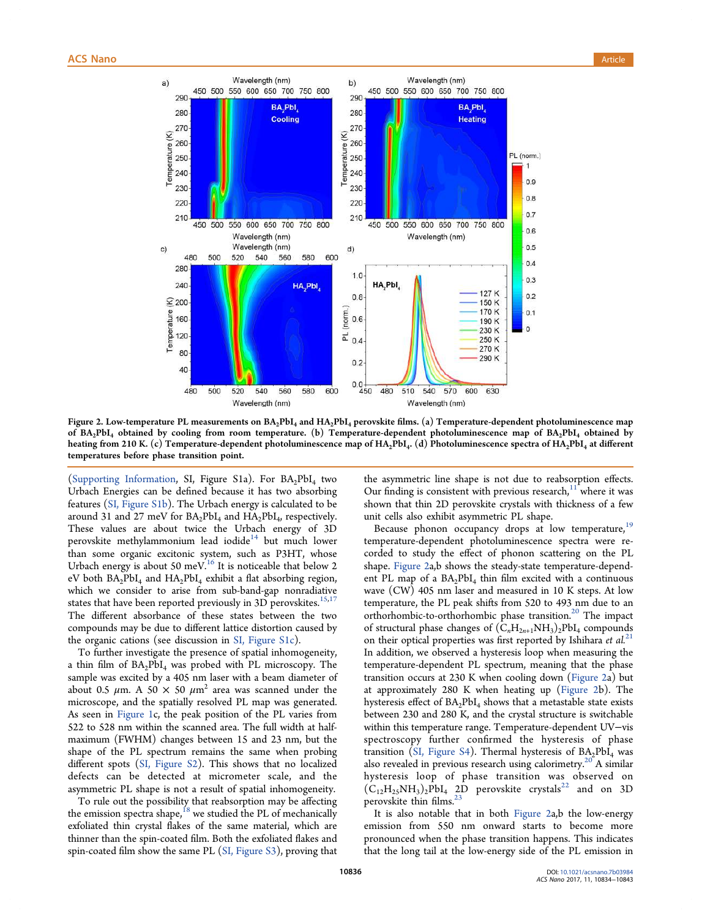**Figure 2. Low-temperature PL measurements on $BA_2PbI_4$ and $HA_2PbI_4$ perovskite films. (a) Temperature-dependent photoluminescence map of $BA_2PbI_4$ obtained by cooling from room temperature. (b) Temperature-dependent photoluminescence map of $BA_2PbI_4$ obtained by heating from 210 K. (c) Temperature-dependent photoluminescence map of $HA_2PbI_4$. (d) Photoluminescence spectra of $HA_2PbI_4$ at different temperatures before phase transition point.**

(Supporting Information, SI, Figure S1a). For $BA_2PbI_4$ two Urbach Energies can be defined because it has two absorbing features (SI, Figure S1b). The Urbach energy is calculated to be around 31 and 27 meV for $BA_2PbI_4$ and $HA_2PbI_4$, respectively. These values are about twice the Urbach energy of 3D perovskite methylammonium lead iodide[14] but much lower than some organic excitonic system, such as P3HT, whose Urbach energy is about 50 meV.[16] It is noticeable that below 2 eV both $BA_2PbI_4$ and $HA_2PbI_4$ exhibit a flat absorbing region, which we consider to arise from sub-band-gap nonradiative states that have been reported previously in 3D perovskites.[15,17] The different absorbance of these states between the two compounds may be due to different lattice distortion caused by the organic cations (see discussion in SI, Figure S1c).

To further investigate the presence of spatial inhomogeneity, a thin film of $BA_2PbI_4$ was probed with PL microscopy. The sample was excited by a 405 nm laser with a beam diameter of about 0.5 $\mu$m. A 50 × 50 $\mu m^2$ area was scanned under the microscope, and the spatially resolved PL map was generated. As seen in Figure 1c, the peak position of the PL varies from 522 to 528 nm within the scanned area. The full width at half-maximum (FWHM) changes between 15 and 23 nm, but the shape of the PL spectrum remains the same when probing different spots (SI, Figure S2). This shows that no localized defects can be detected at micrometer scale, and the asymmetric PL shape is not a result of spatial inhomogeneity.

To rule out the possibility that reabsorption may be affecting the emission spectra shape,[18] we studied the PL of mechanically exfoliated thin crystal flakes of the same material, which are thinner than the spin-coated film. Both the exfoliated flakes and spin-coated film show the same PL (SI, Figure S3), proving that the asymmetric line shape is not due to reabsorption effects. Our finding is consistent with previous research,[11] where it was shown that thin 2D perovskite crystals with thickness of a few unit cells also exhibit asymmetric PL shape.

Because phonon occupancy drops at low temperature,[19] temperature-dependent photoluminescence spectra were recorded to study the effect of phonon scattering on the PL shape. Figure 2a,b shows the steady-state temperature-dependent PL map of a $BA_2PbI_4$ thin film excited with a continuous wave (CW) 405 nm laser and measured in 10 K steps. At low temperature, the PL peak shifts from 520 to 493 nm due to an orthorhombic-to-orthorhombic phase transition.[20] The impact of structural phase changes of $(C_nH_{2n+1}NH_3)_2PbI_4$ compounds on their optical properties was first reported by Ishihara *et al.*[21] In addition, we observed a hysteresis loop when measuring the temperature-dependent PL spectrum, meaning that the phase transition occurs at 230 K when cooling down (Figure 2a) but at approximately 280 K when heating up (Figure 2b). The hysteresis effect of $BA_2PbI_4$ shows that a metastable state exists between 230 and 280 K, and the crystal structure is switchable within this temperature range. Temperature-dependent UV–vis spectroscopy further confirmed the hysteresis of phase transition (SI, Figure S4). Thermal hysteresis of $BA_2PbI_4$ was also revealed in previous research using calorimetry.[20] A similar hysteresis loop of phase transition was observed on $(C_{12}H_{25}NH_3)_2PbI_4$ 2D perovskite crystals[22] and on 3D perovskite thin films.[23]

It is also notable that in both Figure 2a,b the low-energy emission from 550 nm onward starts to become more pronounced when the phase transition happens. This indicates that the long tail at the low-energy side of the PL emission in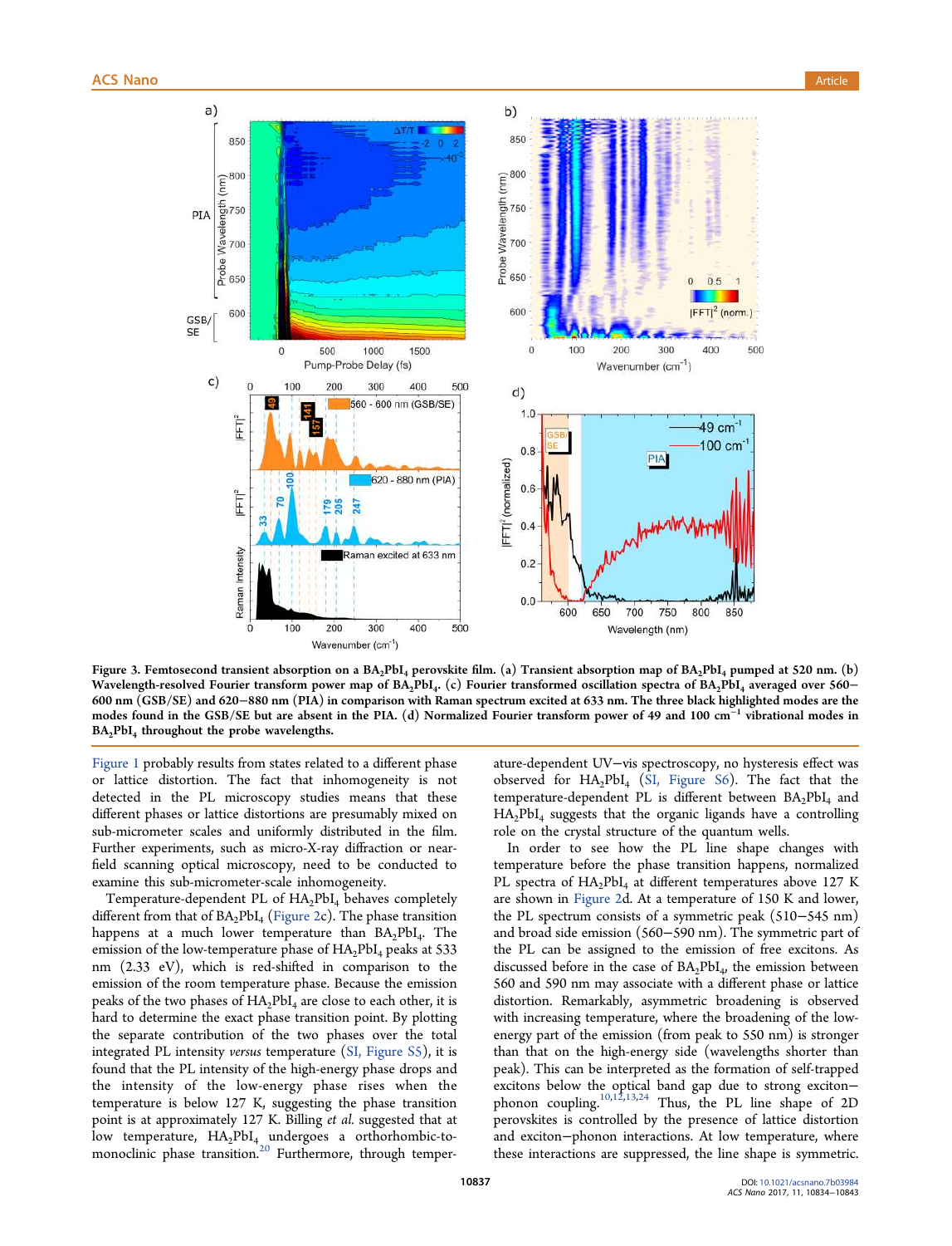**Figure 3. Femtosecond transient absorption on a $BA_2PbI_4$ perovskite film. (a) Transient absorption map of $BA_2PbI_4$ pumped at 520 nm. (b) Wavelength-resolved Fourier transform power map of $BA_2PbI_4$. (c) Fourier transformed oscillation spectra of $BA_2PbI_4$ averaged over 560–600 nm (GSB/SE) and 620–880 nm (PIA) in comparison with Raman spectrum excited at 633 nm. The three black highlighted modes are the modes found in the GSB/SE but are absent in the PIA. (d) Normalized Fourier transform power of 49 and 100 $cm^{-1}$ vibrational modes in $BA_2PbI_4$ throughout the probe wavelengths.**

Figure 1 probably results from states related to a different phase or lattice distortion. The fact that inhomogeneity is not detected in the PL microscopy studies means that these different phases or lattice distortions are presumably mixed on sub-micrometer scales and uniformly distributed in the film. Further experiments, such as micro-X-ray diffraction or near-field scanning optical microscopy, need to be conducted to examine this sub-micrometer-scale inhomogeneity.

Temperature-dependent PL of $HA_2PbI_4$ behaves completely different from that of $BA_2PbI_4$ (Figure 2c). The phase transition happens at a much lower temperature than $BA_2PbI_4$. The emission of the low-temperature phase of $HA_2PbI_4$ peaks at 533 nm (2.33 eV), which is red-shifted in comparison to the emission of the room temperature phase. Because the emission peaks of the two phases of $HA_2PbI_4$ are close to each other, it is hard to determine the exact phase transition point. By plotting the separate contribution of the two phases over the total integrated PL intensity *versus* temperature (SI, Figure S5), it is found that the PL intensity of the high-energy phase drops and the intensity of the low-energy phase rises when the temperature is below 127 K, suggesting the phase transition point is at approximately 127 K. Billing *et al.* suggested that at low temperature, $HA_2PbI_4$ undergoes a orthorhombic-to-monoclinic phase transition.[20] Furthermore, through temperature-dependent UV–vis spectroscopy, no hysteresis effect was observed for $HA_2PbI_4$ (SI, Figure S6). The fact that the temperature-dependent PL is different between $BA_2PbI_4$ and $HA_2PbI_4$ suggests that the organic ligands have a controlling role on the crystal structure of the quantum wells.

In order to see how the PL line shape changes with temperature before the phase transition happens, normalized PL spectra of $HA_2PbI_4$ at different temperatures above 127 K are shown in Figure 2d. At a temperature of 150 K and lower, the PL spectrum consists of a symmetric peak (510–545 nm) and broad side emission (560–590 nm). The symmetric part of the PL can be assigned to the emission of free excitons. As discussed before in the case of $BA_2PbI_4$, the emission between 560 and 590 nm may associate with a different phase or lattice distortion. Remarkably, asymmetric broadening is observed with increasing temperature, where the broadening of the low-energy part of the emission (from peak to 550 nm) is stronger than that on the high-energy side (wavelengths shorter than peak). This can be interpreted as the formation of self-trapped excitons below the optical band gap due to strong exciton–phonon coupling.[10,12,13,24] Thus, the PL line shape of 2D perovskites is controlled by the presence of lattice distortion and exciton–phonon interactions. At low temperature, where these interactions are suppressed, the line shape is symmetric.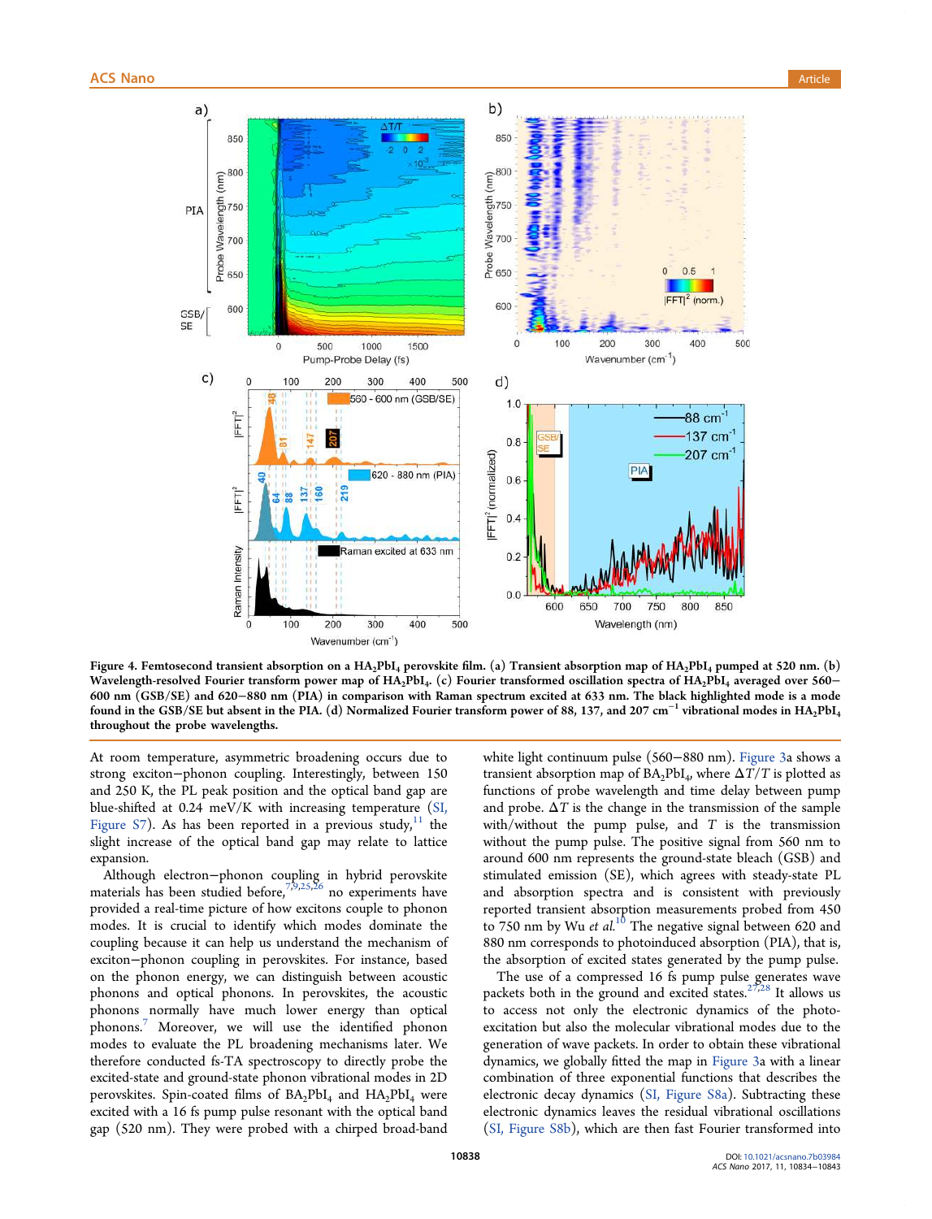**Figure 4. Femtosecond transient absorption on a $HA_2PbI_4$ perovskite film. (a) Transient absorption map of $HA_2PbI_4$ pumped at 520 nm. (b) Wavelength-resolved Fourier transform power map of $HA_2PbI_4$. (c) Fourier transformed oscillation spectra of $HA_2PbI_4$ averaged over 560–600 nm (GSB/SE) and 620–880 nm (PIA) in comparison with Raman spectrum excited at 633 nm. The black highlighted mode is a mode found in the GSB/SE but absent in the PIA. (d) Normalized Fourier transform power of 88, 137, and 207 $cm^{-1}$ vibrational modes in $HA_2PbI_4$ throughout the probe wavelengths.**

At room temperature, asymmetric broadening occurs due to strong exciton–phonon coupling. Interestingly, between 150 and 250 K, the PL peak position and the optical band gap are blue-shifted at 0.24 meV/K with increasing temperature (SI, Figure S7). As has been reported in a previous study,[11] the slight increase of the optical band gap may relate to lattice expansion.

Although electron–phonon coupling in hybrid perovskite materials has been studied before,[7,9,25,26] no experiments have provided a real-time picture of how excitons couple to phonon modes. It is crucial to identify which modes dominate the coupling because it can help us understand the mechanism of exciton–phonon coupling in perovskites. For instance, based on the phonon energy, we can distinguish between acoustic phonons and optical phonons. In perovskites, the acoustic phonons normally have much lower energy than optical phonons.[7] Moreover, we will use the identified phonon modes to evaluate the PL broadening mechanisms later. We therefore conducted fs-TA spectroscopy to directly probe the excited-state and ground-state phonon vibrational modes in 2D perovskites. Spin-coated films of $BA_2PbI_4$ and $HA_2PbI_4$ were excited with a 16 fs pump pulse resonant with the optical band gap (520 nm). They were probed with a chirped broad-band white light continuum pulse (560–880 nm). Figure 3a shows a transient absorption map of $BA_2PbI_4$, where $\Delta T/T$ is plotted as functions of probe wavelength and time delay between pump and probe. $\Delta T$ is the change in the transmission of the sample with/without the pump pulse, and $T$ is the transmission without the pump pulse. The positive signal from 560 nm to around 600 nm represents the ground-state bleach (GSB) and stimulated emission (SE), which agrees with steady-state PL and absorption spectra and is consistent with previously reported transient absorption measurements probed from 450 to 750 nm by Wu *et al.*[10] The negative signal between 620 and 880 nm corresponds to photoinduced absorption (PIA), that is, the absorption of excited states generated by the pump pulse.

The use of a compressed 16 fs pump pulse generates wave packets both in the ground and excited states.[27,28] It allows us to access not only the electronic dynamics of the photo-excitation but also the molecular vibrational modes due to the generation of wave packets. In order to obtain these vibrational dynamics, we globally fitted the map in Figure 3a with a linear combination of three exponential functions that describes the electronic decay dynamics (SI, Figure S8a). Subtracting these electronic dynamics leaves the residual vibrational oscillations (SI, Figure S8b), which are then fast Fourier transformed into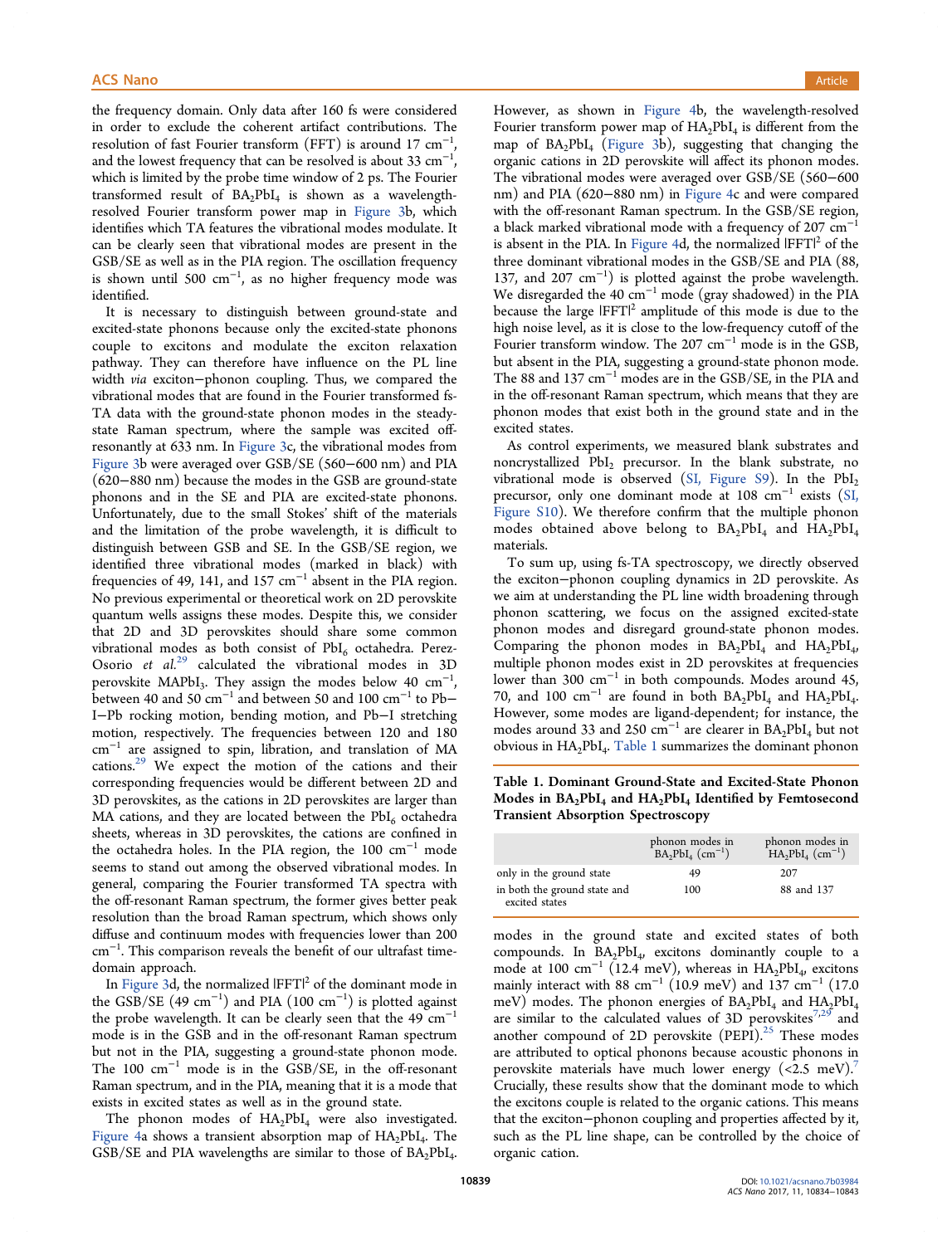the frequency domain. Only data after 160 fs were considered in order to exclude the coherent artifact contributions. The resolution of fast Fourier transform (FFT) is around 17 $cm^{-1}$, and the lowest frequency that can be resolved is about 33 $cm^{-1}$, which is limited by the probe time window of 2 ps. The Fourier transformed result of $BA_2PbI_4$ is shown as a wavelength-resolved Fourier transform power map in Figure 3b, which identifies which TA features the vibrational modes modulate. It can be clearly seen that vibrational modes are present in the GSB/SE as well as in the PIA region. The oscillation frequency is shown until 500 $cm^{-1}$, as no higher frequency mode was identified.

It is necessary to distinguish between ground-state and excited-state phonons because only the excited-state phonons couple to excitons and modulate the exciton relaxation pathway. They can therefore have influence on the PL line width *via* exciton−phonon coupling. Thus, we compared the vibrational modes that are found in the Fourier transformed fs-TA data with the ground-state phonon modes in the steady-state Raman spectrum, where the sample was excited off-resonantly at 633 nm. In Figure 3c, the vibrational modes from Figure 3b were averaged over GSB/SE (560−600 nm) and PIA (620−880 nm) because the modes in the GSB are ground-state phonons and in the SE and PIA are excited-state phonons. Unfortunately, due to the small Stokes' shift of the materials and the limitation of the probe wavelength, it is difficult to distinguish between GSB and SE. In the GSB/SE region, we identified three vibrational modes (marked in black) with frequencies of 49, 141, and 157 $cm^{-1}$ absent in the PIA region. No previous experimental or theoretical work on 2D perovskite quantum wells assigns these modes. Despite this, we consider that 2D and 3D perovskites should share some common vibrational modes as both consist of $PbI_6$ octahedra. Perez-Osorio *et al.*[29] calculated the vibrational modes in 3D perovskite $MAPbI_3$. They assign the modes below 40 $cm^{-1}$, between 40 and 50 $cm^{-1}$ and between 50 and 100 $cm^{-1}$ to Pb−I−Pb rocking motion, bending motion, and Pb−I stretching motion, respectively. The frequencies between 120 and 180 $cm^{-1}$ are assigned to spin, libration, and translation of MA cations.[29] We expect the motion of the cations and their corresponding frequencies would be different between 2D and 3D perovskites, as the cations in 2D perovskites are larger than MA cations, and they are located between the $PbI_6$ octahedra sheets, whereas in 3D perovskites, the cations are confined in the octahedra holes. In the PIA region, the 100 $cm^{-1}$ mode seems to stand out among the observed vibrational modes. In general, comparing the Fourier transformed TA spectra with the off-resonant Raman spectrum, the former gives better peak resolution than the broad Raman spectrum, which shows only diffuse and continuum modes with frequencies lower than 200 $cm^{-1}$. This comparison reveals the benefit of our ultrafast time-domain approach.

In Figure 3d, the normalized $|FFT|^2$ of the dominant mode in the GSB/SE (49 $cm^{-1}$) and PIA (100 $cm^{-1}$) is plotted against the probe wavelength. It can be clearly seen that the 49 $cm^{-1}$ mode is in the GSB and in the off-resonant Raman spectrum but not in the PIA, suggesting a ground-state phonon mode. The 100 $cm^{-1}$ mode is in the GSB/SE, in the off-resonant Raman spectrum, and in the PIA, meaning that it is a mode that exists in excited states as well as in the ground state.

The phonon modes of $HA_2PbI_4$ were also investigated. Figure 4a shows a transient absorption map of $HA_2PbI_4$. The GSB/SE and PIA wavelengths are similar to those of $BA_2PbI_4$. However, as shown in Figure 4b, the wavelength-resolved Fourier transform power map of $HA_2PbI_4$ is different from the map of $BA_2PbI_4$ (Figure 3b), suggesting that changing the organic cations in 2D perovskite will affect its phonon modes. The vibrational modes were averaged over GSB/SE (560−600 nm) and PIA (620−880 nm) in Figure 4c and were compared with the off-resonant Raman spectrum. In the GSB/SE region, a black marked vibrational mode with a frequency of 207 $cm^{-1}$ is absent in the PIA. In Figure 4d, the normalized $|FFT|^2$ of the three dominant vibrational modes in the GSB/SE and PIA (88, 137, and 207 $cm^{-1}$) is plotted against the probe wavelength. We disregarded the 40 $cm^{-1}$ mode (gray shadowed) in the PIA because the large $|FFT|^2$ amplitude of this mode is due to the high noise level, as it is close to the low-frequency cutoff of the Fourier transform window. The 207 $cm^{-1}$ mode is in the GSB, but absent in the PIA, suggesting a ground-state phonon mode. The 88 and 137 $cm^{-1}$ modes are in the GSB/SE, in the PIA and in the off-resonant Raman spectrum, which means that they are phonon modes that exist both in the ground state and in the excited states.

As control experiments, we measured blank substrates and noncrystallized $PbI_2$ precursor. In the blank substrate, no vibrational mode is observed (SI, Figure S9). In the $PbI_2$ precursor, only one dominant mode at 108 $cm^{-1}$ exists (SI, Figure S10). We therefore confirm that the multiple phonon modes obtained above belong to $BA_2PbI_4$ and $HA_2PbI_4$ materials.

To sum up, using fs-TA spectroscopy, we directly observed the exciton−phonon coupling dynamics in 2D perovskite. As we aim at understanding the PL line width broadening through phonon scattering, we focus on the assigned excited-state phonon modes and disregard ground-state phonon modes. Comparing the phonon modes in $BA_2PbI_4$ and $HA_2PbI_4$, multiple phonon modes exist in 2D perovskites at frequencies lower than 300 $cm^{-1}$ in both compounds. Modes around 45, 70, and 100 $cm^{-1}$ are found in both $BA_2PbI_4$ and $HA_2PbI_4$. However, some modes are ligand-dependent; for instance, the modes around 33 and 250 $cm^{-1}$ are clearer in $BA_2PbI_4$ but not obvious in $HA_2PbI_4$. Table 1 summarizes the dominant phonon modes in the ground state and excited states of both compounds. In $BA_2PbI_4$, excitons dominantly couple to a mode at 100 $cm^{-1}$ (12.4 meV), whereas in $HA_2PbI_4$, excitons mainly interact with 88 $cm^{-1}$ (10.9 meV) and 137 $cm^{-1}$ (17.0 meV) modes. The phonon energies of $BA_2PbI_4$ and $HA_2PbI_4$ are similar to the calculated values of 3D perovskites[7,29] and another compound of 2D perovskite (PEPI).[25] These modes are attributed to optical phonons because acoustic phonons in perovskite materials have much lower energy (<2.5 meV).[7] Crucially, these results show that the dominant mode to which the excitons couple is related to the organic cations. This means that the exciton−phonon coupling and properties affected by it, such as the PL line shape, can be controlled by the choice of organic cation.

**Table 1. Dominant Ground-State and Excited-State Phonon Modes in $BA_2PbI_4$ and $HA_2PbI_4$ Identified by Femtosecond Transient Absorption Spectroscopy**

| | phonon modes in $BA_2PbI_4$ ($cm^{-1}$) | phonon modes in $HA_2PbI_4$ ($cm^{-1}$) |
|---|---|---|
| only in the ground state | 49 | 207 |
| in both the ground state and excited states | 100 | 88 and 137 |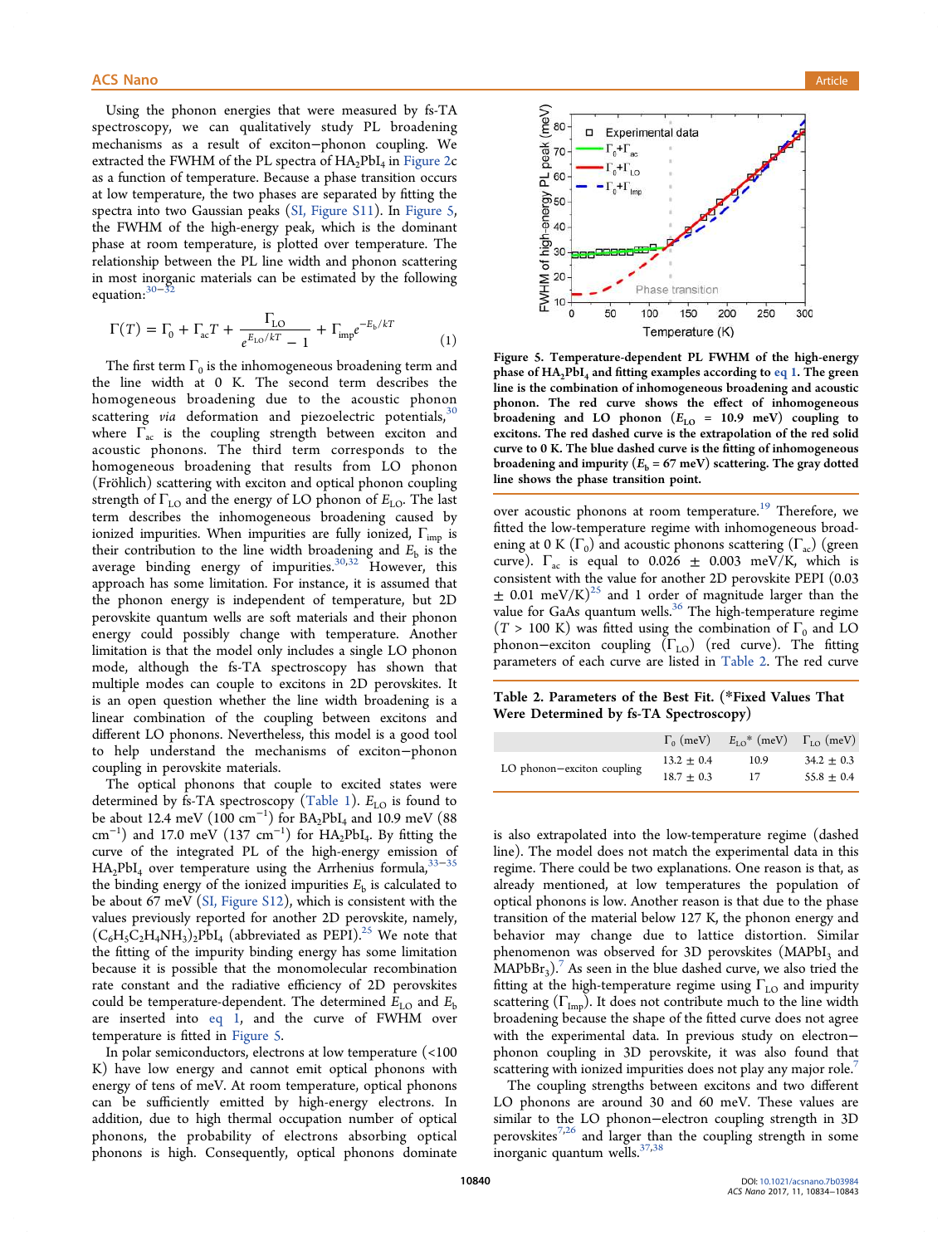Using the phonon energies that were measured by fs-TA spectroscopy, we can qualitatively study PL broadening mechanisms as a result of exciton−phonon coupling. We extracted the FWHM of the PL spectra of $HA_2PbI_4$ in Figure 2c as a function of temperature. Because a phase transition occurs at low temperature, the two phases are separated by fitting the spectra into two Gaussian peaks (SI, Figure S11). In Figure 5, the FWHM of the high-energy peak, which is the dominant phase at room temperature, is plotted over temperature. The relationship between the PL line width and phonon scattering in most inorganic materials can be estimated by the following equation:[30−32]

$$\Gamma(T) = \Gamma_0 + \Gamma_{ac}T + \frac{\Gamma_{LO}}{e^{E_{LO}/kT} - 1} + \Gamma_{imp}e^{-E_b/kT} \tag{1}$$

The first term $\Gamma_0$ is the inhomogeneous broadening term and the line width at 0 K. The second term describes the homogeneous broadening due to the acoustic phonon scattering *via* deformation and piezoelectric potentials,[30] where $\Gamma_{ac}$ is the coupling strength between exciton and acoustic phonons. The third term corresponds to the homogeneous broadening that results from LO phonon (Fröhlich) scattering with exciton and optical phonon coupling strength of $\Gamma_{LO}$ and the energy of LO phonon of $E_{LO}$. The last term describes the inhomogeneous broadening caused by ionized impurities. When impurities are fully ionized, $\Gamma_{imp}$ is their contribution to the line width broadening and $E_b$ is the average binding energy of impurities.[30,32] However, this approach has some limitation. For instance, it is assumed that the phonon energy is independent of temperature, but 2D perovskite quantum wells are soft materials and their phonon energy could possibly change with temperature. Another limitation is that the model only includes a single LO phonon mode, although the fs-TA spectroscopy has shown that multiple modes can couple to excitons in 2D perovskites. It is an open question whether the line width broadening is a linear combination of the coupling between excitons and different LO phonons. Nevertheless, this model is a good tool to help understand the mechanisms of exciton−phonon coupling in perovskite materials.

The optical phonons that couple to excited states were determined by fs-TA spectroscopy (Table 1). $E_{LO}$ is found to be about 12.4 meV (100 cm$^{-1}$) for $BA_2PbI_4$ and 10.9 meV (88 cm$^{-1}$) and 17.0 meV (137 cm$^{-1}$) for $HA_2PbI_4$. By fitting the curve of the integrated PL of the high-energy emission of $HA_2PbI_4$ over temperature using the Arrhenius formula,[33−35] the binding energy of the ionized impurities $E_b$ is calculated to be about 67 meV (SI, Figure S12), which is consistent with the values previously reported for another 2D perovskite, namely, $(C_6H_5C_2H_4NH_3)_2PbI_4$ (abbreviated as PEPI).[25] We note that the fitting of the impurity binding energy has some limitation because it is possible that the monomolecular recombination rate constant and the radiative efficiency of 2D perovskites could be temperature-dependent. The determined $E_{LO}$ and $E_b$ are inserted into eq 1, and the curve of FWHM over temperature is fitted in Figure 5.

In polar semiconductors, electrons at low temperature (<100 K) have low energy and cannot emit optical phonons with energy of tens of meV. At room temperature, optical phonons can be sufficiently emitted by high-energy electrons. In addition, due to high thermal occupation number of optical phonons, the probability of electrons absorbing optical phonons is high. Consequently, optical phonons dominate over acoustic phonons at room temperature.[19] Therefore, we fitted the low-temperature regime with inhomogeneous broadening at 0 K ($\Gamma_0$) and acoustic phonons scattering ($\Gamma_{ac}$) (green curve). $\Gamma_{ac}$ is equal to 0.026 ± 0.003 meV/K, which is consistent with the value for another 2D perovskite PEPI (0.03 ± 0.01 meV/K)[25] and 1 order of magnitude larger than the value for GaAs quantum wells.[36] The high-temperature regime ($T$ > 100 K) was fitted using the combination of $\Gamma_0$ and LO phonon−exciton coupling ($\Gamma_{LO}$) (red curve). The fitting parameters of each curve are listed in Table 2. The red curve is also extrapolated into the low-temperature regime (dashed line). The model does not match the experimental data in this regime. There could be two explanations. One reason is that, as already mentioned, at low temperatures the population of optical phonons is low. Another reason is that due to the phase transition of the material below 127 K, the phonon energy and behavior may change due to lattice distortion. Similar phenomenon was observed for 3D perovskites ($MAPbI_3$ and $MAPbBr_3$).[7] As seen in the blue dashed curve, we also tried the fitting at the high-temperature regime using $\Gamma_{LO}$ and impurity scattering ($\Gamma_{imp}$). It does not contribute much to the line width broadening because the shape of the fitted curve does not agree with the experimental data. In previous study on electron−phonon coupling in 3D perovskite, it was also found that scattering with ionized impurities does not play any major role.[7]

The coupling strengths between excitons and two different LO phonons are around 30 and 60 meV. These values are similar to the LO phonon−electron coupling strength in 3D perovskites[7,26] and larger than the coupling strength in some inorganic quantum wells.[37,38]

**Figure 5. Temperature-dependent PL FWHM of the high-energy phase of $HA_2PbI_4$ and fitting examples according to eq 1. The green line is the combination of inhomogeneous broadening and acoustic phonon. The red curve shows the effect of inhomogeneous broadening and LO phonon ($E_{LO}$ = 10.9 meV) coupling to excitons. The red dashed curve is the extrapolation of the red solid curve to 0 K. The blue dashed curve is the fitting of inhomogeneous broadening and impurity ($E_b$ = 67 meV) scattering. The gray dotted line shows the phase transition point.**

**Table 2. Parameters of the Best Fit. (*Fixed Values That Were Determined by fs-TA Spectroscopy)**

| | $\Gamma_0$ (meV) | $E_{LO}$* (meV) | $\Gamma_{LO}$ (meV) |
|---|---|---|---|
| LO phonon−exciton coupling | 13.2 ± 0.4 | 10.9 | 34.2 ± 0.3 |
| | 18.7 ± 0.3 | 17 | 55.8 ± 0.4 |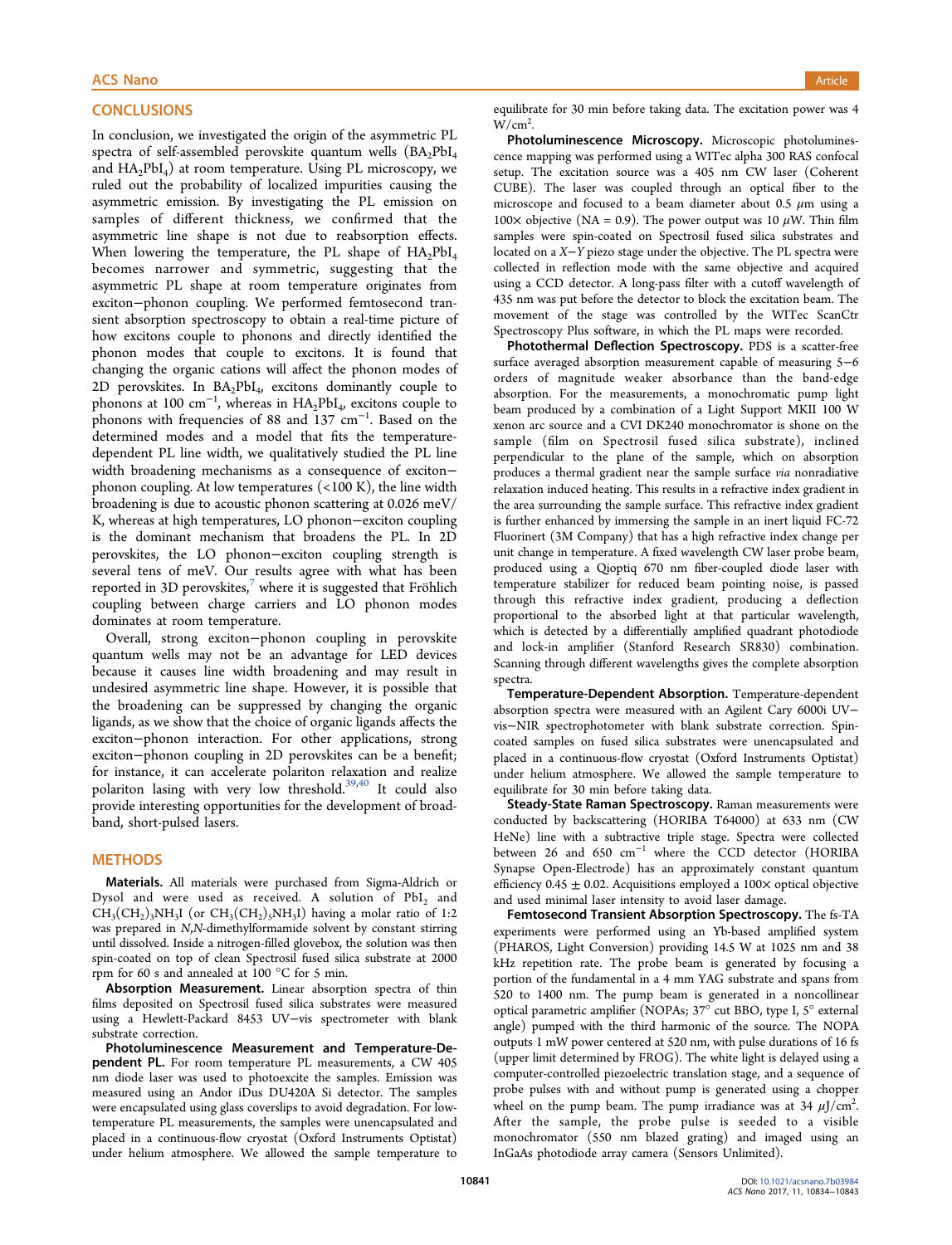## CONCLUSIONS

In conclusion, we investigated the origin of the asymmetric PL spectra of self-assembled perovskite quantum wells ($BA_2PbI_4$ and $HA_2PbI_4$) at room temperature. Using PL microscopy, we ruled out the probability of localized impurities causing the asymmetric emission. By investigating the PL emission on samples of different thickness, we confirmed that the asymmetric line shape is not due to reabsorption effects. When lowering the temperature, the PL shape of $HA_2PbI_4$ becomes narrower and symmetric, suggesting that the asymmetric PL shape at room temperature originates from exciton−phonon coupling. We performed femtosecond transient absorption spectroscopy to obtain a real-time picture of how excitons couple to phonons and directly identified the phonon modes that couple to excitons. It is found that changing the organic cations will affect the phonon modes of 2D perovskites. In $BA_2PbI_4$, excitons dominantly couple to phonons at 100 $cm^{-1}$, whereas in $HA_2PbI_4$, excitons couple to phonons with frequencies of 88 and 137 $cm^{-1}$. Based on the determined modes and a model that fits the temperature-dependent PL line width, we qualitatively studied the PL line width broadening mechanisms as a consequence of exciton−phonon coupling. At low temperatures (<100 K), the line width broadening is due to acoustic phonon scattering at 0.026 meV/K, whereas at high temperatures, LO phonon−exciton coupling is the dominant mechanism that broadens the PL. In 2D perovskites, the LO phonon−exciton coupling strength is several tens of meV. Our results agree with what has been reported in 3D perovskites,[7] where it is suggested that Fröhlich coupling between charge carriers and LO phonon modes dominates at room temperature.

Overall, strong exciton−phonon coupling in perovskite quantum wells may not be an advantage for LED devices because it causes line width broadening and may result in undesired asymmetric line shape. However, it is possible that the broadening can be suppressed by changing the organic ligands, as we show that the choice of organic ligands affects the exciton−phonon interaction. For other applications, strong exciton−phonon coupling in 2D perovskites can be a benefit; for instance, it can accelerate polariton relaxation and realize polariton lasing with very low threshold.[39,40] It could also provide interesting opportunities for the development of broadband, short-pulsed lasers.

## METHODS

**Materials.** All materials were purchased from Sigma-Aldrich or Dysol and were used as received. A solution of $PbI_2$ and $CH_3(CH_2)_3NH_3I$ (or $CH_3(CH_2)_5NH_3I$) having a molar ratio of 1:2 was prepared in *N*,*N*-dimethylformamide solvent by constant stirring until dissolved. Inside a nitrogen-filled glovebox, the solution was then spin-coated on top of clean Spectrosil fused silica substrate at 2000 rpm for 60 s and annealed at 100 °C for 5 min.

**Absorption Measurement.** Linear absorption spectra of thin films deposited on Spectrosil fused silica substrates were measured using a Hewlett-Packard 8453 UV−vis spectrometer with blank substrate correction.

**Photoluminescence Measurement and Temperature-Dependent PL.** For room temperature PL measurements, a CW 405 nm diode laser was used to photoexcite the samples. Emission was measured using an Andor iDus DU420A Si detector. The samples were encapsulated using glass coverslips to avoid degradation. For low-temperature PL measurements, the samples were unencapsulated and placed in a continuous-flow cryostat (Oxford Instruments Optistat) under helium atmosphere. We allowed the sample temperature to equilibrate for 30 min before taking data. The excitation power was 4 $W/cm^2$.

**Photoluminescence Microscopy.** Microscopic photoluminescence mapping was performed using a WITec alpha 300 RAS confocal setup. The excitation source was a 405 nm CW laser (Coherent CUBE). The laser was coupled through an optical fiber to the microscope and focused to a beam diameter about 0.5 μm using a 100× objective (NA = 0.9). The power output was 10 μW. Thin film samples were spin-coated on Spectrosil fused silica substrates and located on a *X*−*Y* piezo stage under the objective. The PL spectra were collected in reflection mode with the same objective and acquired using a CCD detector. A long-pass filter with a cutoff wavelength of 435 nm was put before the detector to block the excitation beam. The movement of the stage was controlled by the WITec ScanCtr Spectroscopy Plus software, in which the PL maps were recorded.

**Photothermal Deflection Spectroscopy.** PDS is a scatter-free surface averaged absorption measurement capable of measuring 5−6 orders of magnitude weaker absorbance than the band-edge absorption. For the measurements, a monochromatic pump light beam produced by a combination of a Light Support MKII 100 W xenon arc source and a CVI DK240 monochromator is shone on the sample (film on Spectrosil fused silica substrate), inclined perpendicular to the plane of the sample, which on absorption produces a thermal gradient near the sample surface *via* nonradiative relaxation induced heating. This results in a refractive index gradient in the area surrounding the sample surface. This refractive index gradient is further enhanced by immersing the sample in an inert liquid FC-72 Fluorinert (3M Company) that has a high refractive index change per unit change in temperature. A fixed wavelength CW laser probe beam, produced using a Qioptiq 670 nm fiber-coupled diode laser with temperature stabilizer for reduced beam pointing noise, is passed through this refractive index gradient, producing a deflection proportional to the absorbed light at that particular wavelength, which is detected by a differentially amplified quadrant photodiode and lock-in amplifier (Stanford Research SR830) combination. Scanning through different wavelengths gives the complete absorption spectra.

**Temperature-Dependent Absorption.** Temperature-dependent absorption spectra were measured with an Agilent Cary 6000i UV−vis−NIR spectrophotometer with blank substrate correction. Spin-coated samples on fused silica substrates were unencapsulated and placed in a continuous-flow cryostat (Oxford Instruments Optistat) under helium atmosphere. We allowed the sample temperature to equilibrate for 30 min before taking data.

**Steady-State Raman Spectroscopy.** Raman measurements were conducted by backscattering (HORIBA T64000) at 633 nm (CW HeNe) line with a subtractive triple stage. Spectra were collected between 26 and 650 $cm^{-1}$ where the CCD detector (HORIBA Synapse Open-Electrode) has an approximately constant quantum efficiency 0.45 ± 0.02. Acquisitions employed a 100× optical objective and used minimal laser intensity to avoid laser damage.

**Femtosecond Transient Absorption Spectroscopy.** The fs-TA experiments were performed using an Yb-based amplified system (PHAROS, Light Conversion) providing 14.5 W at 1025 nm and 38 kHz repetition rate. The probe beam is generated by focusing a portion of the fundamental in a 4 mm YAG substrate and spans from 520 to 1400 nm. The pump beam is generated in a noncollinear optical parametric amplifier (NOPAs; 37° cut BBO, type I, 5° external angle) pumped with the third harmonic of the source. The NOPA outputs 1 mW power centered at 520 nm, with pulse durations of 16 fs (upper limit determined by FROG). The white light is delayed using a computer-controlled piezoelectric translation stage, and a sequence of probe pulses with and without pump is generated using a chopper wheel on the pump beam. The pump irradiance was at 34 $\mu J/cm^2$. After the sample, the probe pulse is seeded to a visible monochromator (550 nm blazed grating) and imaged using an InGaAs photodiode array camera (Sensors Unlimited).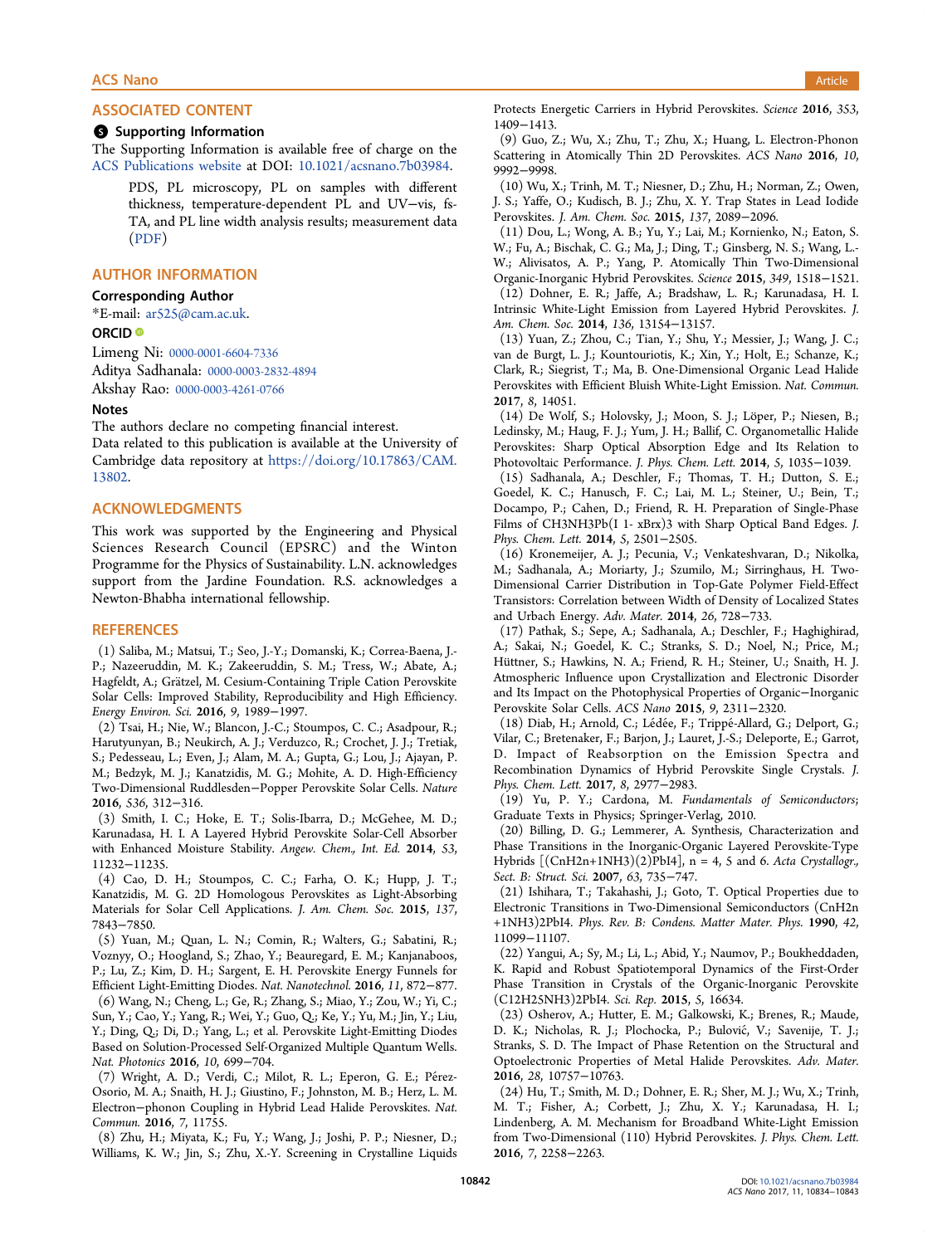## ASSOCIATED CONTENT

### Supporting Information

The Supporting Information is available free of charge on the ACS Publications website at DOI: 10.1021/acsnano.7b03984.

> PDS, PL microscopy, PL on samples with different thickness, temperature-dependent PL and UV−vis, fs-TA, and PL line width analysis results; measurement data (PDF)

## AUTHOR INFORMATION

### Corresponding Author

*E-mail: ar525@cam.ac.uk.

### ORCID

Limeng Ni: 0000-0001-6604-7336

Aditya Sadhanala: 0000-0003-2832-4894

Akshay Rao: 0000-0003-4261-0766

### Notes

The authors declare no competing financial interest.

Data related to this publication is available at the University of Cambridge data repository at https://doi.org/10.17863/CAM.13802.

## ACKNOWLEDGMENTS

This work was supported by the Engineering and Physical Sciences Research Council (EPSRC) and the Winton Programme for the Physics of Sustainability. L.N. acknowledges support from the Jardine Foundation. R.S. acknowledges a Newton-Bhabha international fellowship.

## REFERENCES

(1) Saliba, M.; Matsui, T.; Seo, J.-Y.; Domanski, K.; Correa-Baena, J.-P.; Nazeeruddin, M. K.; Zakeeruddin, S. M.; Tress, W.; Abate, A.; Hagfeldt, A.; Grätzel, M. Cesium-Containing Triple Cation Perovskite Solar Cells: Improved Stability, Reproducibility and High Efficiency. *Energy Environ. Sci.* **2016**, *9*, 1989−1997.

(2) Tsai, H.; Nie, W.; Blancon, J.-C.; Stoumpos, C. C.; Asadpour, R.; Harutyunyan, B.; Neukirch, A. J.; Verduzco, R.; Crochet, J. J.; Tretiak, S.; Pedesseau, L.; Even, J.; Alam, M. A.; Gupta, G.; Lou, J.; Ajayan, P. M.; Bedzyk, M. J.; Kanatzidis, M. G.; Mohite, A. D. High-Efficiency Two-Dimensional Ruddlesden−Popper Perovskite Solar Cells. *Nature* **2016**, *536*, 312−316.

(3) Smith, I. C.; Hoke, E. T.; Solis-Ibarra, D.; McGehee, M. D.; Karunadasa, H. I. A Layered Hybrid Perovskite Solar-Cell Absorber with Enhanced Moisture Stability. *Angew. Chem., Int. Ed.* **2014**, *53*, 11232−11235.

(4) Cao, D. H.; Stoumpos, C. C.; Farha, O. K.; Hupp, J. T.; Kanatzidis, M. G. 2D Homologous Perovskites as Light-Absorbing Materials for Solar Cell Applications. *J. Am. Chem. Soc.* **2015**, *137*, 7843−7850.

(5) Yuan, M.; Quan, L. N.; Comin, R.; Walters, G.; Sabatini, R.; Voznyy, O.; Hoogland, S.; Zhao, Y.; Beauregard, E. M.; Kanjanaboos, P.; Lu, Z.; Kim, D. H.; Sargent, E. H. Perovskite Energy Funnels for Efficient Light-Emitting Diodes. *Nat. Nanotechnol.* **2016**, *11*, 872−877.

(6) Wang, N.; Cheng, L.; Ge, R.; Zhang, S.; Miao, Y.; Zou, W.; Yi, C.; Sun, Y.; Cao, Y.; Yang, R.; Wei, Y.; Guo, Q.; Ke, Y.; Yu, M.; Jin, Y.; Liu, Y.; Ding, Q.; Di, D.; Yang, L.; et al. Perovskite Light-Emitting Diodes Based on Solution-Processed Self-Organized Multiple Quantum Wells. *Nat. Photonics* **2016**, *10*, 699−704.

(7) Wright, A. D.; Verdi, C.; Milot, R. L.; Eperon, G. E.; Pérez-Osorio, M. A.; Snaith, H. J.; Giustino, F.; Johnston, M. B.; Herz, L. M. Electron−phonon Coupling in Hybrid Lead Halide Perovskites. *Nat. Commun.* **2016**, *7*, 11755.

(8) Zhu, H.; Miyata, K.; Fu, Y.; Wang, J.; Joshi, P. P.; Niesner, D.; Williams, K. W.; Jin, S.; Zhu, X.-Y. Screening in Crystalline Liquids Protects Energetic Carriers in Hybrid Perovskites. *Science* **2016**, *353*, 1409−1413.

(9) Guo, Z.; Wu, X.; Zhu, T.; Zhu, X.; Huang, L. Electron-Phonon Scattering in Atomically Thin 2D Perovskites. *ACS Nano* **2016**, *10*, 9992−9998.

(10) Wu, X.; Trinh, M. T.; Niesner, D.; Zhu, H.; Norman, Z.; Owen, J. S.; Yaffe, O.; Kudisch, B. J.; Zhu, X. Y. Trap States in Lead Iodide Perovskites. *J. Am. Chem. Soc.* **2015**, *137*, 2089−2096.

(11) Dou, L.; Wong, A. B.; Yu, Y.; Lai, M.; Kornienko, N.; Eaton, S. W.; Fu, A.; Bischak, C. G.; Ma, J.; Ding, T.; Ginsberg, N. S.; Wang, L.-W.; Alivisatos, A. P.; Yang, P. Atomically Thin Two-Dimensional Organic-Inorganic Hybrid Perovskites. *Science* **2015**, *349*, 1518−1521.

(12) Dohner, E. R.; Jaffe, A.; Bradshaw, L. R.; Karunadasa, H. I. Intrinsic White-Light Emission from Layered Hybrid Perovskites. *J. Am. Chem. Soc.* **2014**, *136*, 13154−13157.

(13) Yuan, Z.; Zhou, C.; Tian, Y.; Shu, Y.; Messier, J.; Wang, J. C.; van de Burgt, L. J.; Kountouriotis, K.; Xin, Y.; Holt, E.; Schanze, K.; Clark, R.; Siegrist, T.; Ma, B. One-Dimensional Organic Lead Halide Perovskites with Efficient Bluish White-Light Emission. *Nat. Commun.* **2017**, *8*, 14051.

(14) De Wolf, S.; Holovsky, J.; Moon, S. J.; Löper, P.; Niesen, B.; Ledinsky, M.; Haug, F. J.; Yum, J. H.; Ballif, C. Organometallic Halide Perovskites: Sharp Optical Absorption Edge and Its Relation to Photovoltaic Performance. *J. Phys. Chem. Lett.* **2014**, *5*, 1035−1039.

(15) Sadhanala, A.; Deschler, F.; Thomas, T. H.; Dutton, S. E.; Goedel, K. C.; Hanusch, F. C.; Lai, M. L.; Steiner, U.; Bein, T.; Docampo, P.; Cahen, D.; Friend, R. H. Preparation of Single-Phase Films of CH3NH3Pb(I 1- xBrx)3 with Sharp Optical Band Edges. *J. Phys. Chem. Lett.* **2014**, *5*, 2501−2505.

(16) Kronemeijer, A. J.; Pecunia, V.; Venkateshvaran, D.; Nikolka, M.; Sadhanala, A.; Moriarty, J.; Szumilo, M.; Sirringhaus, H. Two-Dimensional Carrier Distribution in Top-Gate Polymer Field-Effect Transistors: Correlation between Width of Density of Localized States and Urbach Energy. *Adv. Mater.* **2014**, *26*, 728−733.

(17) Pathak, S.; Sepe, A.; Sadhanala, A.; Deschler, F.; Haghighirad, A.; Sakai, N.; Goedel, K. C.; Stranks, S. D.; Noel, N.; Price, M.; Hüttner, S.; Hawkins, N. A.; Friend, R. H.; Steiner, U.; Snaith, H. J. Atmospheric Influence upon Crystallization and Electronic Disorder and Its Impact on the Photophysical Properties of Organic−Inorganic Perovskite Solar Cells. *ACS Nano* **2015**, *9*, 2311−2320.

(18) Diab, H.; Arnold, C.; Lédée, F.; Trippé-Allard, G.; Delport, G.; Vilar, C.; Bretenaker, F.; Barjon, J.; Lauret, J.-S.; Deleporte, E.; Garrot, D. Impact of Reabsorption on the Emission Spectra and Recombination Dynamics of Hybrid Perovskite Single Crystals. *J. Phys. Chem. Lett.* **2017**, *8*, 2977−2983.

(19) Yu, P. Y.; Cardona, M. *Fundamentals of Semiconductors*; Graduate Texts in Physics; Springer-Verlag, 2010.

(20) Billing, D. G.; Lemmerer, A. Synthesis, Characterization and Phase Transitions in the Inorganic-Organic Layered Perovskite-Type Hybrids [(CnH2n+1NH3)(2)PbI4], n = 4, 5 and 6. *Acta Crystallogr., Sect. B: Struct. Sci.* **2007**, *63*, 735−747.

(21) Ishihara, T.; Takahashi, J.; Goto, T. Optical Properties due to Electronic Transitions in Two-Dimensional Semiconductors (CnH2n+1NH3)2PbI4. *Phys. Rev. B: Condens. Matter Mater. Phys.* **1990**, *42*, 11099−11107.

(22) Yangui, A.; Sy, M.; Li, L.; Abid, Y.; Naumov, P.; Boukheddaden, K. Rapid and Robust Spatiotemporal Dynamics of the First-Order Phase Transition in Crystals of the Organic-Inorganic Perovskite (C12H25NH3)2PbI4. *Sci. Rep.* **2015**, *5*, 16634.

(23) Osherov, A.; Hutter, E. M.; Galkowski, K.; Brenes, R.; Maude, D. K.; Nicholas, R. J.; Plochocka, P.; Bulović, V.; Savenije, T. J.; Stranks, S. D. The Impact of Phase Retention on the Structural and Optoelectronic Properties of Metal Halide Perovskites. *Adv. Mater.* **2016**, *28*, 10757−10763.

(24) Hu, T.; Smith, M. D.; Dohner, E. R.; Sher, M. J.; Wu, X.; Trinh, M. T.; Fisher, A.; Corbett, J.; Zhu, X. Y.; Karunadasa, H. I.; Lindenberg, A. M. Mechanism for Broadband White-Light Emission from Two-Dimensional (110) Hybrid Perovskites. *J. Phys. Chem. Lett.* **2016**, *7*, 2258−2263.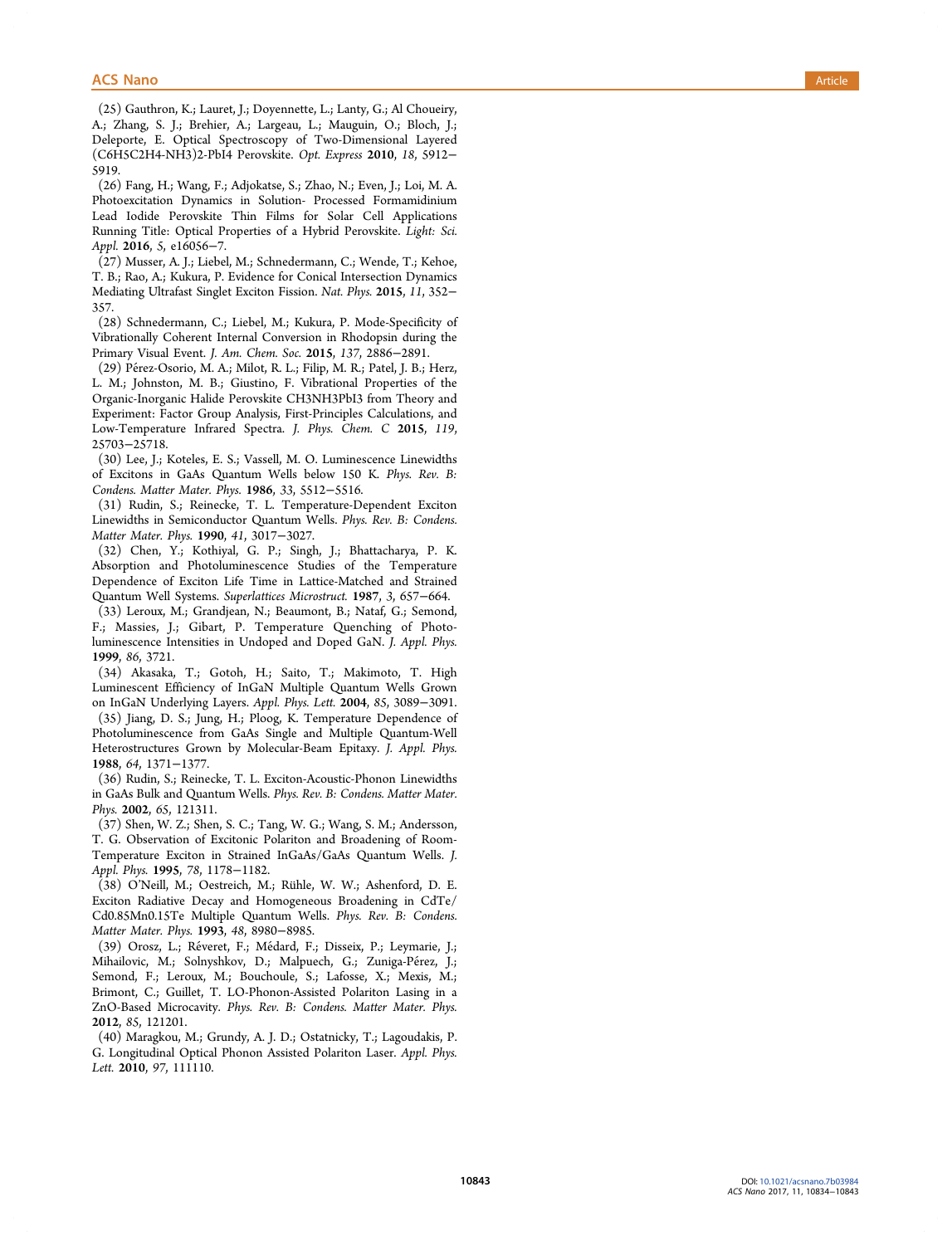(25) Gauthron, K.; Lauret, J.; Doyennette, L.; Lanty, G.; Al Choueiry, A.; Zhang, S. J.; Brehier, A.; Largeau, L.; Mauguin, O.; Bloch, J.; Deleporte, E. Optical Spectroscopy of Two-Dimensional Layered (C6H5C2H4-NH3)2-PbI4 Perovskite. *Opt. Express* **2010**, *18*, 5912−5919.

(26) Fang, H.; Wang, F.; Adjokatse, S.; Zhao, N.; Even, J.; Loi, M. A. Photoexcitation Dynamics in Solution- Processed Formamidinium Lead Iodide Perovskite Thin Films for Solar Cell Applications Running Title: Optical Properties of a Hybrid Perovskite. *Light: Sci. Appl.* **2016**, *5*, e16056−7.

(27) Musser, A. J.; Liebel, M.; Schnedermann, C.; Wende, T.; Kehoe, T. B.; Rao, A.; Kukura, P. Evidence for Conical Intersection Dynamics Mediating Ultrafast Singlet Exciton Fission. *Nat. Phys.* **2015**, *11*, 352−357.

(28) Schnedermann, C.; Liebel, M.; Kukura, P. Mode-Specificity of Vibrationally Coherent Internal Conversion in Rhodopsin during the Primary Visual Event. *J. Am. Chem. Soc.* **2015**, *137*, 2886−2891.

(29) Pérez-Osorio, M. A.; Milot, R. L.; Filip, M. R.; Patel, J. B.; Herz, L. M.; Johnston, M. B.; Giustino, F. Vibrational Properties of the Organic-Inorganic Halide Perovskite CH3NH3PbI3 from Theory and Experiment: Factor Group Analysis, First-Principles Calculations, and Low-Temperature Infrared Spectra. *J. Phys. Chem. C* **2015**, *119*, 25703−25718.

(30) Lee, J.; Koteles, E. S.; Vassell, M. O. Luminescence Linewidths of Excitons in GaAs Quantum Wells below 150 K. *Phys. Rev. B: Condens. Matter Mater. Phys.* **1986**, *33*, 5512−5516.

(31) Rudin, S.; Reinecke, T. L. Temperature-Dependent Exciton Linewidths in Semiconductor Quantum Wells. *Phys. Rev. B: Condens. Matter Mater. Phys.* **1990**, *41*, 3017−3027.

(32) Chen, Y.; Kothiyal, G. P.; Singh, J.; Bhattacharya, P. K. Absorption and Photoluminescence Studies of the Temperature Dependence of Exciton Life Time in Lattice-Matched and Strained Quantum Well Systems. *Superlattices Microstruct.* **1987**, *3*, 657−664.

(33) Leroux, M.; Grandjean, N.; Beaumont, B.; Nataf, G.; Semond, F.; Massies, J.; Gibart, P. Temperature Quenching of Photoluminescence Intensities in Undoped and Doped GaN. *J. Appl. Phys.* **1999**, *86*, 3721.

(34) Akasaka, T.; Gotoh, H.; Saito, T.; Makimoto, T. High Luminescent Efficiency of InGaN Multiple Quantum Wells Grown on InGaN Underlying Layers. *Appl. Phys. Lett.* **2004**, *85*, 3089−3091.

(35) Jiang, D. S.; Jung, H.; Ploog, K. Temperature Dependence of Photoluminescence from GaAs Single and Multiple Quantum-Well Heterostructures Grown by Molecular-Beam Epitaxy. *J. Appl. Phys.* **1988**, *64*, 1371−1377.

(36) Rudin, S.; Reinecke, T. L. Exciton-Acoustic-Phonon Linewidths in GaAs Bulk and Quantum Wells. *Phys. Rev. B: Condens. Matter Mater. Phys.* **2002**, *65*, 121311.

(37) Shen, W. Z.; Shen, S. C.; Tang, W. G.; Wang, S. M.; Andersson, T. G. Observation of Excitonic Polariton and Broadening of Room-Temperature Exciton in Strained InGaAs/GaAs Quantum Wells. *J. Appl. Phys.* **1995**, *78*, 1178−1182.

(38) O'Neill, M.; Oestreich, M.; Rühle, W. W.; Ashenford, D. E. Exciton Radiative Decay and Homogeneous Broadening in CdTe/Cd0.85Mn0.15Te Multiple Quantum Wells. *Phys. Rev. B: Condens. Matter Mater. Phys.* **1993**, *48*, 8980−8985.

(39) Orosz, L.; Réveret, F.; Médard, F.; Disseix, P.; Leymarie, J.; Mihailovic, M.; Solnyshkov, D.; Malpuech, G.; Zuniga-Pérez, J.; Semond, F.; Leroux, M.; Bouchoule, S.; Lafosse, X.; Mexis, M.; Brimont, C.; Guillet, T. LO-Phonon-Assisted Polariton Lasing in a ZnO-Based Microcavity. *Phys. Rev. B: Condens. Matter Mater. Phys.* **2012**, *85*, 121201.

(40) Maragkou, M.; Grundy, A. J. D.; Ostatnicky, T.; Lagoudakis, P. G. Longitudinal Optical Phonon Assisted Polariton Laser. *Appl. Phys. Lett.* **2010**, *97*, 111110.